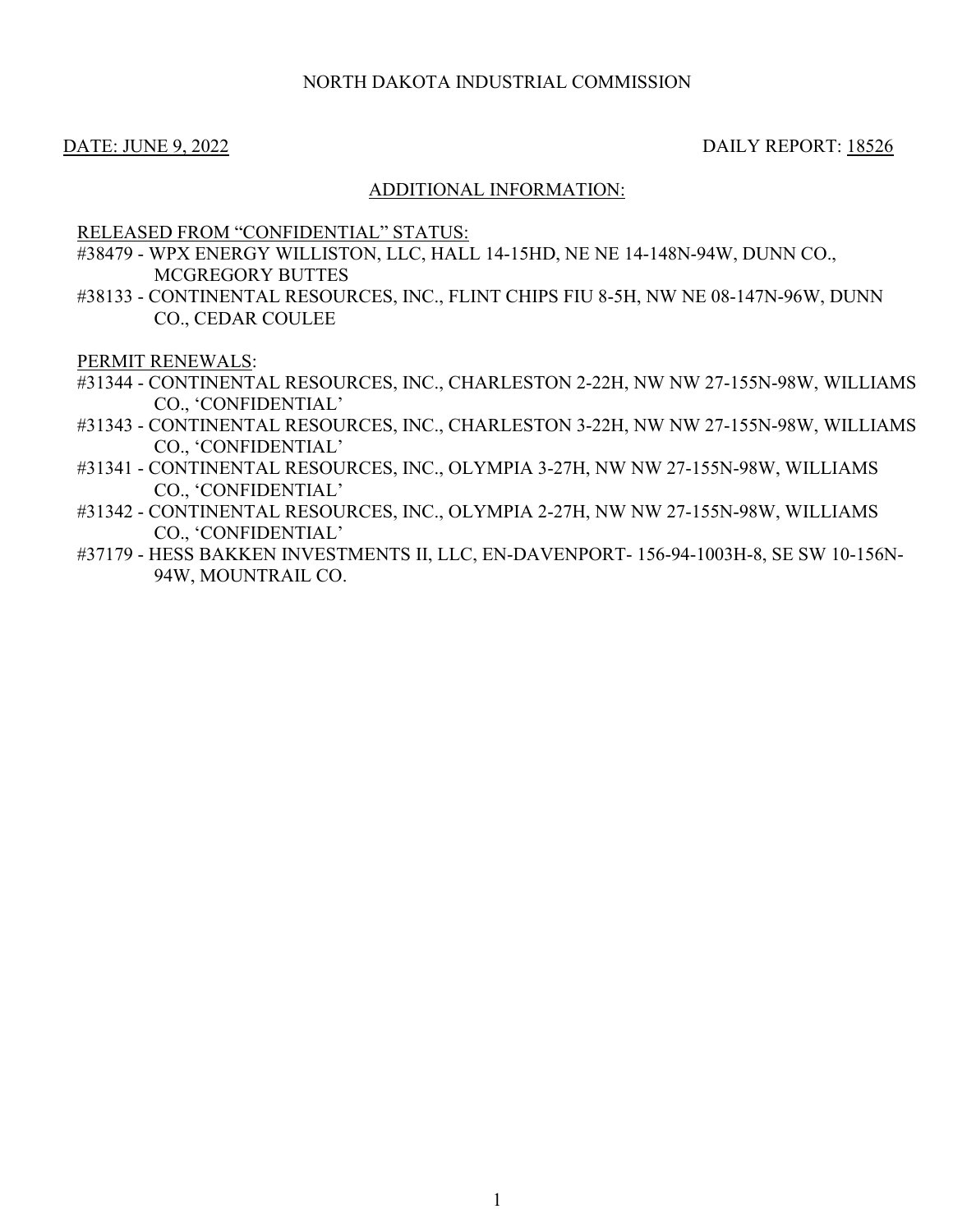NORTH DAKOTA INDUSTRIAL COMMISSION

DATE: JUNE 9, 2022 DAILY REPORT: 18526

ADDITIONAL INFORMATION:

RELEASED FROM "CONFIDENTIAL" STATUS:

#38479 - WPX ENERGY WILLISTON, LLC, HALL 14-15HD, NE NE 14-148N-94W, DUNN CO., MCGREGORY BUTTES

#38133 - CONTINENTAL RESOURCES, INC., FLINT CHIPS FIU 8-5H, NW NE 08-147N-96W, DUNN CO., CEDAR COULEE

PERMIT RENEWALS:

#31344 - CONTINENTAL RESOURCES, INC., CHARLESTON 2-22H, NW NW 27-155N-98W, WILLIAMS CO., 'CONFIDENTIAL'

#31343 - CONTINENTAL RESOURCES, INC., CHARLESTON 3-22H, NW NW 27-155N-98W, WILLIAMS CO., 'CONFIDENTIAL'

#31341 - CONTINENTAL RESOURCES, INC., OLYMPIA 3-27H, NW NW 27-155N-98W, WILLIAMS CO., 'CONFIDENTIAL'

#31342 - CONTINENTAL RESOURCES, INC., OLYMPIA 2-27H, NW NW 27-155N-98W, WILLIAMS CO., 'CONFIDENTIAL'

#37179 - HESS BAKKEN INVESTMENTS II, LLC, EN-DAVENPORT- 156-94-1003H-8, SE SW 10-156N-94W, MOUNTRAIL CO.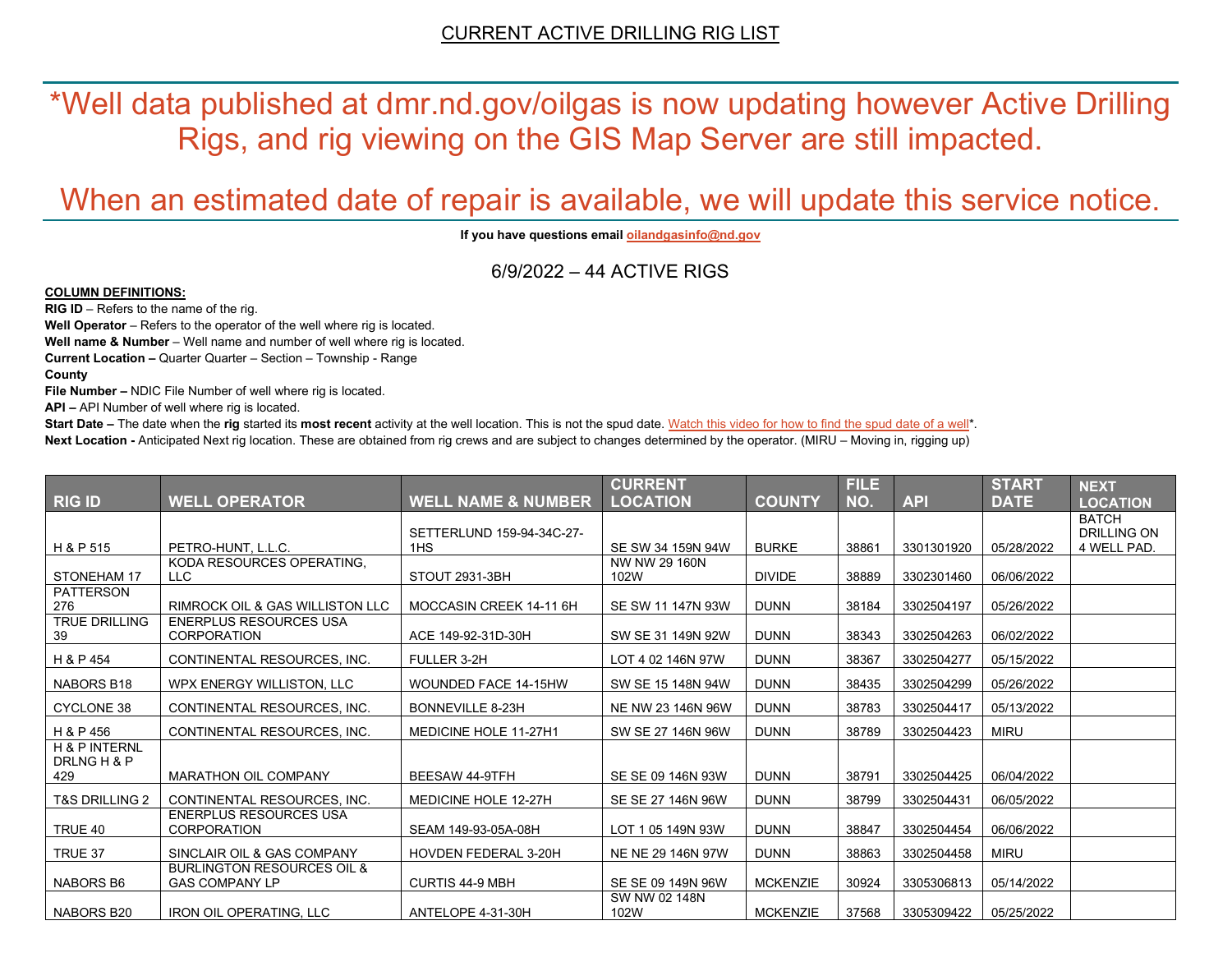CURRENT ACTIVE DRILLING RIG LIST

# *Well data published at dmr.nd.gov/oilgas is now updating however Active Drilling Rigs, and rig viewing on the GIS Map Server are still impacted.

# When an estimated date of repair is available, we will update this service notice.

**If you have questions email oilandgasinfo@nd.gov**

## 6/9/2022 – 44 ACTIVE RIGS

**COLUMN DEFINITIONS:**

**RIG ID** – Refers to the name of the rig.

**Well Operator** – Refers to the operator of the well where rig is located.

**Well name & Number** – Well name and number of well where rig is located.

**Current Location –** Quarter Quarter – Section – Township - Range

**County**

**File Number –** NDIC File Number of well where rig is located.

**API –** API Number of well where rig is located.

**Start Date –** The date when the **rig** started its **most recent** activity at the well location. This is not the spud date. Watch this video for how to find the spud date of a well*.

**Next Location -** Anticipated Next rig location. These are obtained from rig crews and are subject to changes determined by the operator. (MIRU – Moving in, rigging up)

| RIG ID | WELL OPERATOR | WELL NAME & NUMBER | CURRENT LOCATION | COUNTY | FILE NO. | API | START DATE | NEXT LOCATION |
|---|---|---|---|---|---|---|---|---|
| H & P 515 | PETRO-HUNT, L.L.C. | SETTERLUND 159-94-34C-27-1HS | SE SW 34 159N 94W | BURKE | 38861 | 3301301920 | 05/28/2022 | BATCH DRILLING ON 4 WELL PAD. |
| STONEHAM 17 | KODA RESOURCES OPERATING, LLC | STOUT 2931-3BH | NW NW 29 160N 102W | DIVIDE | 38889 | 3302301460 | 06/06/2022 | |
| PATTERSON 276 | RIMROCK OIL & GAS WILLISTON LLC | MOCCASIN CREEK 14-11 6H | SE SW 11 147N 93W | DUNN | 38184 | 3302504197 | 05/26/2022 | |
| TRUE DRILLING 39 | ENERPLUS RESOURCES USA CORPORATION | ACE 149-92-31D-30H | SW SE 31 149N 92W | DUNN | 38343 | 3302504263 | 06/02/2022 | |
| H & P 454 | CONTINENTAL RESOURCES, INC. | FULLER 3-2H | LOT 4 02 146N 97W | DUNN | 38367 | 3302504277 | 05/15/2022 | |
| NABORS B18 | WPX ENERGY WILLISTON, LLC | WOUNDED FACE 14-15HW | SW SE 15 148N 94W | DUNN | 38435 | 3302504299 | 05/26/2022 | |
| CYCLONE 38 | CONTINENTAL RESOURCES, INC. | BONNEVILLE 8-23H | NE NW 23 146N 96W | DUNN | 38783 | 3302504417 | 05/13/2022 | |
| H & P 456 | CONTINENTAL RESOURCES, INC. | MEDICINE HOLE 11-27H1 | SW SE 27 146N 96W | DUNN | 38789 | 3302504423 | MIRU | |
| H & P INTERNL DRLNG H & P 429 | MARATHON OIL COMPANY | BEESAW 44-9TFH | SE SE 09 146N 93W | DUNN | 38791 | 3302504425 | 06/04/2022 | |
| T&S DRILLING 2 | CONTINENTAL RESOURCES, INC. | MEDICINE HOLE 12-27H | SE SE 27 146N 96W | DUNN | 38799 | 3302504431 | 06/05/2022 | |
| TRUE 40 | ENERPLUS RESOURCES USA CORPORATION | SEAM 149-93-05A-08H | LOT 1 05 149N 93W | DUNN | 38847 | 3302504454 | 06/06/2022 | |
| TRUE 37 | SINCLAIR OIL & GAS COMPANY | HOVDEN FEDERAL 3-20H | NE NE 29 146N 97W | DUNN | 38863 | 3302504458 | MIRU | |
| NABORS B6 | BURLINGTON RESOURCES OIL & GAS COMPANY LP | CURTIS 44-9 MBH | SE SE 09 149N 96W | MCKENZIE | 30924 | 3305306813 | 05/14/2022 | |
| NABORS B20 | IRON OIL OPERATING, LLC | ANTELOPE 4-31-30H | SW NW 02 148N 102W | MCKENZIE | 37568 | 3305309422 | 05/25/2022 | |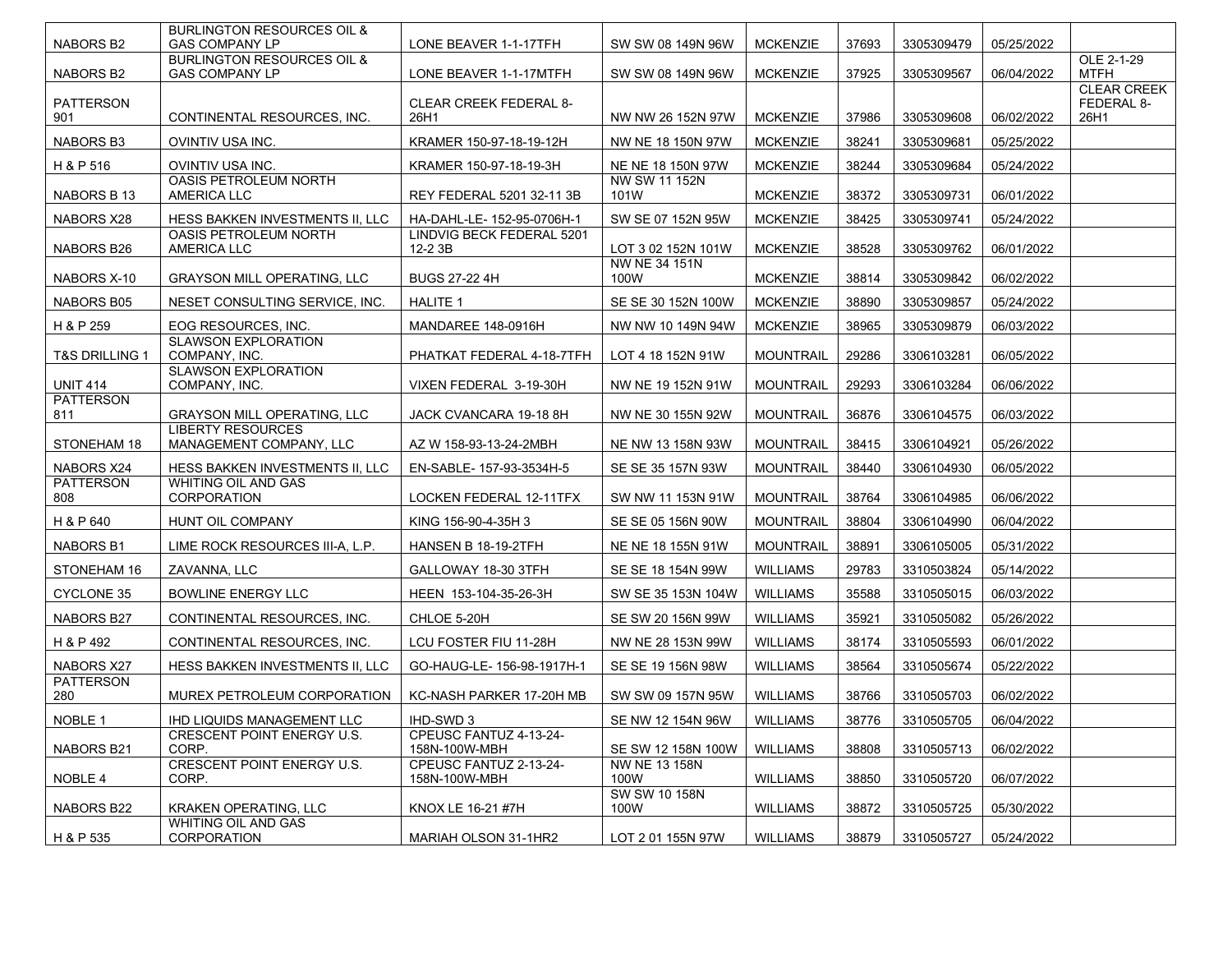| | | | | | | | | |
|---|---|---|---|---|---|---|---|---|
| NABORS B2 | BURLINGTON RESOURCES OIL & GAS COMPANY LP | LONE BEAVER 1-1-17TFH | SW SW 08 149N 96W | MCKENZIE | 37693 | 3305309479 | 05/25/2022 | |
| NABORS B2 | BURLINGTON RESOURCES OIL & GAS COMPANY LP | LONE BEAVER 1-1-17MTFH | SW SW 08 149N 96W | MCKENZIE | 37925 | 3305309567 | 06/04/2022 | OLE 2-1-29 MTFH |
| PATTERSON 901 | CONTINENTAL RESOURCES, INC. | CLEAR CREEK FEDERAL 8-26H1 | NW NW 26 152N 97W | MCKENZIE | 37986 | 3305309608 | 06/02/2022 | CLEAR CREEK FEDERAL 8-26H1 |
| NABORS B3 | OVINTIV USA INC. | KRAMER 150-97-18-19-12H | NW NE 18 150N 97W | MCKENZIE | 38241 | 3305309681 | 05/25/2022 | |
| H & P 516 | OVINTIV USA INC. | KRAMER 150-97-18-19-3H | NE NE 18 150N 97W | MCKENZIE | 38244 | 3305309684 | 05/24/2022 | |
| NABORS B 13 | OASIS PETROLEUM NORTH AMERICA LLC | REY FEDERAL 5201 32-11 3B | NW SW 11 152N 101W | MCKENZIE | 38372 | 3305309731 | 06/01/2022 | |
| NABORS X28 | HESS BAKKEN INVESTMENTS II, LLC | HA-DAHL-LE- 152-95-0706H-1 | SW SE 07 152N 95W | MCKENZIE | 38425 | 3305309741 | 05/24/2022 | |
| NABORS B26 | OASIS PETROLEUM NORTH AMERICA LLC | LINDVIG BECK FEDERAL 5201 12-2 3B | LOT 3 02 152N 101W | MCKENZIE | 38528 | 3305309762 | 06/01/2022 | |
| NABORS X-10 | GRAYSON MILL OPERATING, LLC | BUGS 27-22 4H | NW NE 34 151N 100W | MCKENZIE | 38814 | 3305309842 | 06/02/2022 | |
| NABORS B05 | NESET CONSULTING SERVICE, INC. | HALITE 1 | SE SE 30 152N 100W | MCKENZIE | 38890 | 3305309857 | 05/24/2022 | |
| H & P 259 | EOG RESOURCES, INC. | MANDAREE 148-0916H | NW NW 10 149N 94W | MCKENZIE | 38965 | 3305309879 | 06/03/2022 | |
| T&S DRILLING 1 | SLAWSON EXPLORATION COMPANY, INC. | PHATKAT FEDERAL 4-18-7TFH | LOT 4 18 152N 91W | MOUNTRAIL | 29286 | 3306103281 | 06/05/2022 | |
| UNIT 414 | SLAWSON EXPLORATION COMPANY, INC. | VIXEN FEDERAL 3-19-30H | NW NE 19 152N 91W | MOUNTRAIL | 29293 | 3306103284 | 06/06/2022 | |
| PATTERSON 811 | GRAYSON MILL OPERATING, LLC | JACK CVANCARA 19-18 8H | NW NE 30 155N 92W | MOUNTRAIL | 36876 | 3306104575 | 06/03/2022 | |
| STONEHAM 18 | LIBERTY RESOURCES MANAGEMENT COMPANY, LLC | AZ W 158-93-13-24-2MBH | NE NW 13 158N 93W | MOUNTRAIL | 38415 | 3306104921 | 05/26/2022 | |
| NABORS X24 | HESS BAKKEN INVESTMENTS II, LLC | EN-SABLE- 157-93-3534H-5 | SE SE 35 157N 93W | MOUNTRAIL | 38440 | 3306104930 | 06/05/2022 | |
| PATTERSON 808 | WHITING OIL AND GAS CORPORATION | LOCKEN FEDERAL 12-11TFX | SW NW 11 153N 91W | MOUNTRAIL | 38764 | 3306104985 | 06/06/2022 | |
| H & P 640 | HUNT OIL COMPANY | KING 156-90-4-35H 3 | SE SE 05 156N 90W | MOUNTRAIL | 38804 | 3306104990 | 06/04/2022 | |
| NABORS B1 | LIME ROCK RESOURCES III-A, L.P. | HANSEN B 18-19-2TFH | NE NE 18 155N 91W | MOUNTRAIL | 38891 | 3306105005 | 05/31/2022 | |
| STONEHAM 16 | ZAVANNA, LLC | GALLOWAY 18-30 3TFH | SE SE 18 154N 99W | WILLIAMS | 29783 | 3310503824 | 05/14/2022 | |
| CYCLONE 35 | BOWLINE ENERGY LLC | HEEN 153-104-35-26-3H | SW SE 35 153N 104W | WILLIAMS | 35588 | 3310505015 | 06/03/2022 | |
| NABORS B27 | CONTINENTAL RESOURCES, INC. | CHLOE 5-20H | SE SW 20 156N 99W | WILLIAMS | 35921 | 3310505082 | 05/26/2022 | |
| H & P 492 | CONTINENTAL RESOURCES, INC. | LCU FOSTER FIU 11-28H | NW NE 28 153N 99W | WILLIAMS | 38174 | 3310505593 | 06/01/2022 | |
| NABORS X27 | HESS BAKKEN INVESTMENTS II, LLC | GO-HAUG-LE- 156-98-1917H-1 | SE SE 19 156N 98W | WILLIAMS | 38564 | 3310505674 | 05/22/2022 | |
| PATTERSON 280 | MUREX PETROLEUM CORPORATION | KC-NASH PARKER 17-20H MB | SW SW 09 157N 95W | WILLIAMS | 38766 | 3310505703 | 06/02/2022 | |
| NOBLE 1 | IHD LIQUIDS MANAGEMENT LLC | IHD-SWD 3 | SE NW 12 154N 96W | WILLIAMS | 38776 | 3310505705 | 06/04/2022 | |
| NABORS B21 | CRESCENT POINT ENERGY U.S. CORP. | CPEUSC FANTUZ 4-13-24-158N-100W-MBH | SE SW 12 158N 100W | WILLIAMS | 38808 | 3310505713 | 06/02/2022 | |
| NOBLE 4 | CRESCENT POINT ENERGY U.S. CORP. | CPEUSC FANTUZ 2-13-24-158N-100W-MBH | NW NE 13 158N 100W | WILLIAMS | 38850 | 3310505720 | 06/07/2022 | |
| NABORS B22 | KRAKEN OPERATING, LLC | KNOX LE 16-21 #7H | SW SW 10 158N 100W | WILLIAMS | 38872 | 3310505725 | 05/30/2022 | |
| H & P 535 | WHITING OIL AND GAS CORPORATION | MARIAH OLSON 31-1HR2 | LOT 2 01 155N 97W | WILLIAMS | 38879 | 3310505727 | 05/24/2022 | |